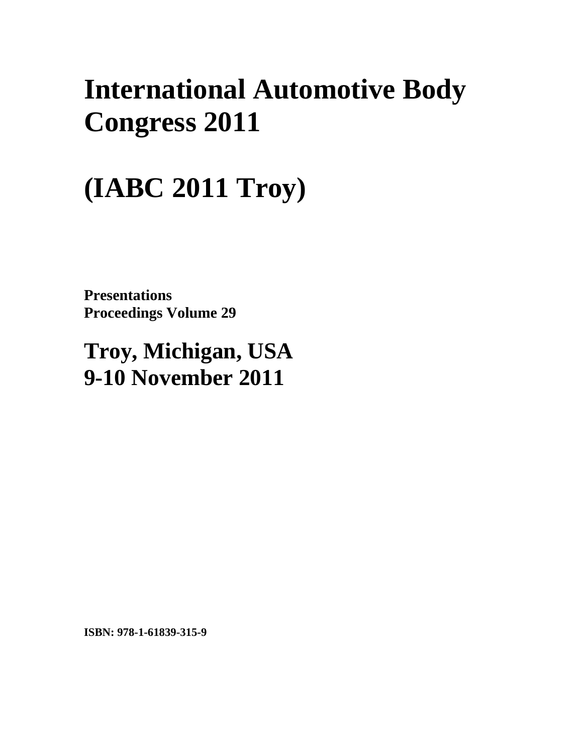# International Automotive Body Congress 2011

# (IABC 2011 Troy)

**Presentations**
**Proceedings Volume 29**

## Troy, Michigan, USA
## 9-10 November 2011

**ISBN: 978-1-61839-315-9**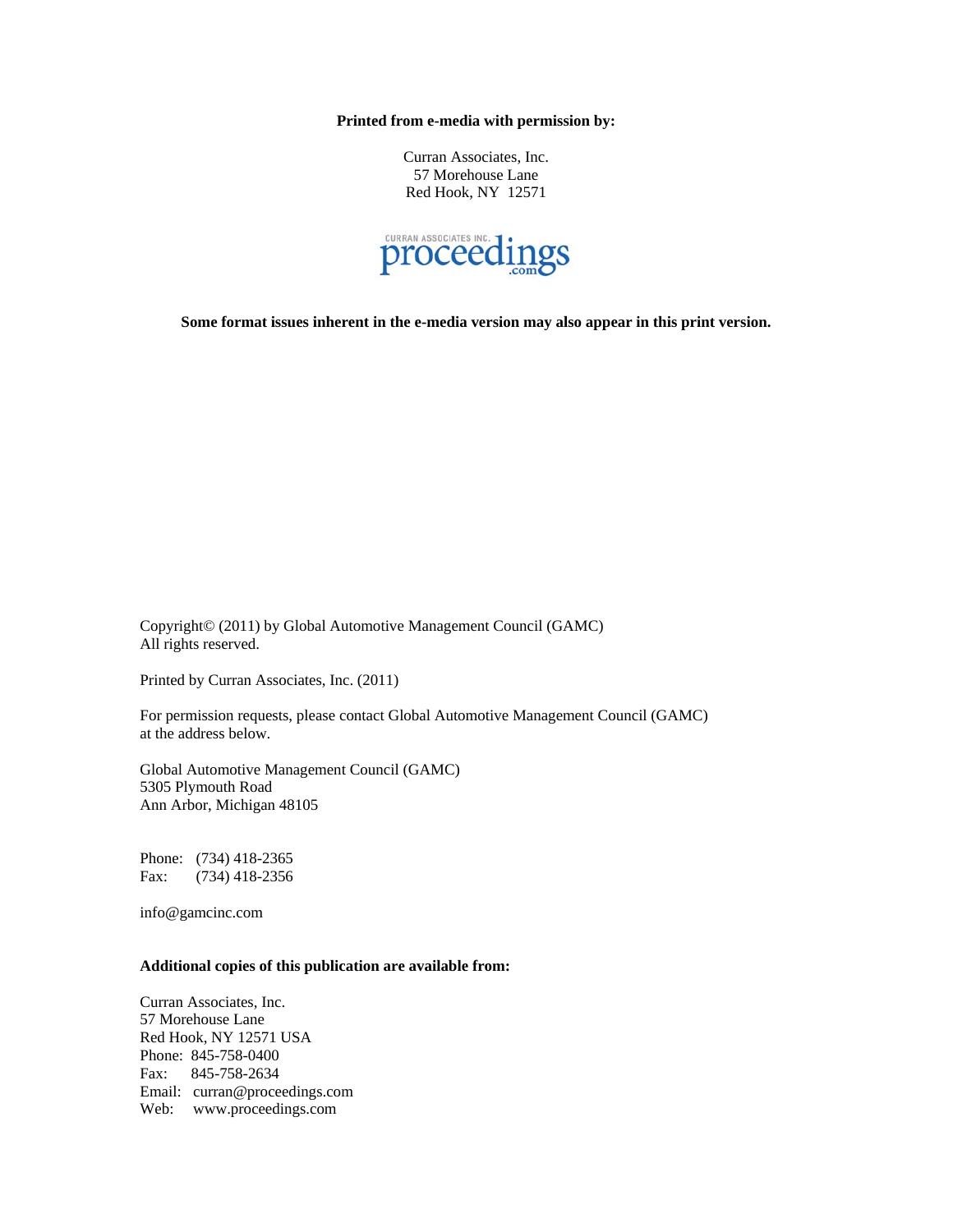**Printed from e-media with permission by:**

Curran Associates, Inc.
57 Morehouse Lane
Red Hook, NY 12571

CURRAN ASSOCIATES INC. proceedings .com

**Some format issues inherent in the e-media version may also appear in this print version.**

Copyright© (2011) by Global Automotive Management Council (GAMC)
All rights reserved.

Printed by Curran Associates, Inc. (2011)

For permission requests, please contact Global Automotive Management Council (GAMC) at the address below.

Global Automotive Management Council (GAMC)
5305 Plymouth Road
Ann Arbor, Michigan 48105

Phone: (734) 418-2365
Fax: (734) 418-2356

info@gamcinc.com

**Additional copies of this publication are available from:**

Curran Associates, Inc.
57 Morehouse Lane
Red Hook, NY 12571 USA
Phone: 845-758-0400
Fax: 845-758-2634
Email: curran@proceedings.com
Web: www.proceedings.com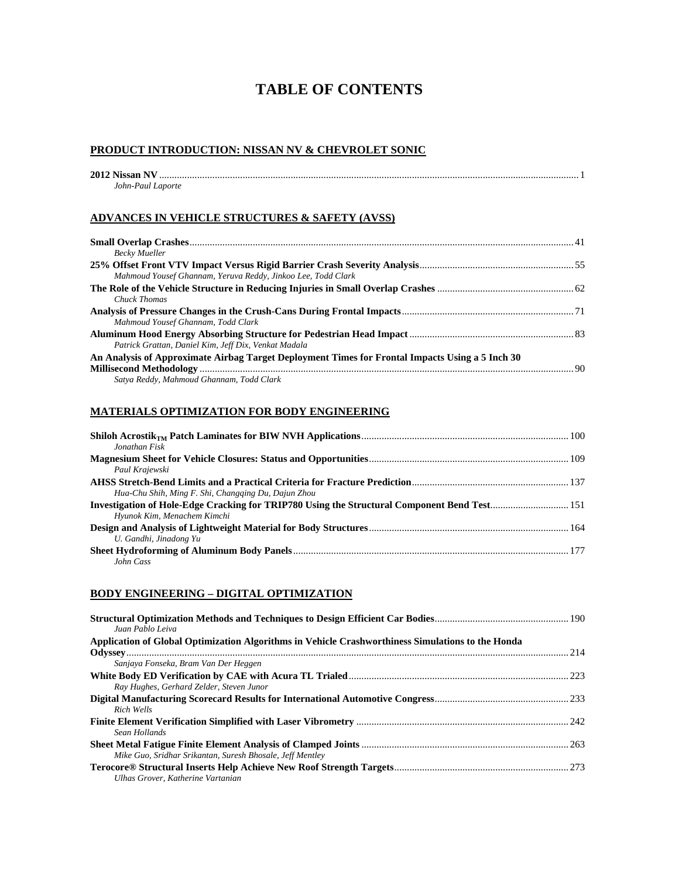# TABLE OF CONTENTS

## PRODUCT INTRODUCTION: NISSAN NV & CHEVROLET SONIC

**2012 Nissan NV** ........ 1
*John-Paul Laporte*

## ADVANCES IN VEHICLE STRUCTURES & SAFETY (AVSS)

**Small Overlap Crashes** ........ 41
*Becky Mueller*

**25% Offset Front VTV Impact Versus Rigid Barrier Crash Severity Analysis** ........ 55
*Mahmoud Yousef Ghannam, Yeruva Reddy, Jinkoo Lee, Todd Clark*

**The Role of the Vehicle Structure in Reducing Injuries in Small Overlap Crashes** ........ 62
*Chuck Thomas*

**Analysis of Pressure Changes in the Crush-Cans During Frontal Impacts** ........ 71
*Mahmoud Yousef Ghannam, Todd Clark*

**Aluminum Hood Energy Absorbing Structure for Pedestrian Head Impact** ........ 83
*Patrick Grattan, Daniel Kim, Jeff Dix, Venkat Madala*

**An Analysis of Approximate Airbag Target Deployment Times for Frontal Impacts Using a 5 Inch 30 Millisecond Methodology** ........ 90
*Satya Reddy, Mahmoud Ghannam, Todd Clark*

## MATERIALS OPTIMIZATION FOR BODY ENGINEERING

**Shiloh Acrostik$_{TM}$ Patch Laminates for BIW NVH Applications** ........ 100
*Jonathan Fisk*

**Magnesium Sheet for Vehicle Closures: Status and Opportunities** ........ 109
*Paul Krajewski*

**AHSS Stretch-Bend Limits and a Practical Criteria for Fracture Prediction** ........ 137
*Hua-Chu Shih, Ming F. Shi, Changqing Du, Dajun Zhou*

**Investigation of Hole-Edge Cracking for TRIP780 Using the Structural Component Bend Test** ........ 151
*Hyunok Kim, Menachem Kimchi*

**Design and Analysis of Lightweight Material for Body Structures** ........ 164
*U. Gandhi, Jinadong Yu*

**Sheet Hydroforming of Aluminum Body Panels** ........ 177
*John Cass*

## BODY ENGINEERING – DIGITAL OPTIMIZATION

**Structural Optimization Methods and Techniques to Design Efficient Car Bodies** ........ 190
*Juan Pablo Leiva*

**Application of Global Optimization Algorithms in Vehicle Crashworthiness Simulations to the Honda Odyssey** ........ 214
*Sanjaya Fonseka, Bram Van Der Heggen*

**White Body ED Verification by CAE with Acura TL Trialed** ........ 223
*Ray Hughes, Gerhard Zelder, Steven Junor*

**Digital Manufacturing Scorecard Results for International Automotive Congress** ........ 233
*Rich Wells*

**Finite Element Verification Simplified with Laser Vibrometry** ........ 242
*Sean Hollands*

**Sheet Metal Fatigue Finite Element Analysis of Clamped Joints** ........ 263
*Mike Guo, Sridhar Srikantan, Suresh Bhosale, Jeff Mentley*

**Terocore® Structural Inserts Help Achieve New Roof Strength Targets** ........ 273
*Ulhas Grover, Katherine Vartanian*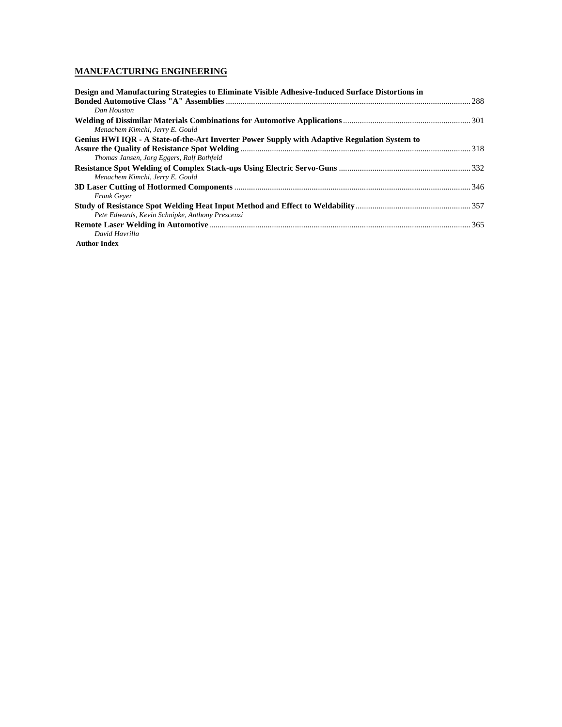## MANUFACTURING ENGINEERING

**Design and Manufacturing Strategies to Eliminate Visible Adhesive-Induced Surface Distortions in Bonded Automotive Class "A" Assemblies** ........ 288
*Dan Houston*

**Welding of Dissimilar Materials Combinations for Automotive Applications** ........ 301
*Menachem Kimchi, Jerry E. Gould*

**Genius HWI IQR - A State-of-the-Art Inverter Power Supply with Adaptive Regulation System to Assure the Quality of Resistance Spot Welding** ........ 318
*Thomas Jansen, Jorg Eggers, Ralf Bothfeld*

**Resistance Spot Welding of Complex Stack-ups Using Electric Servo-Guns** ........ 332
*Menachem Kimchi, Jerry E. Gould*

**3D Laser Cutting of Hotformed Components** ........ 346
*Frank Geyer*

**Study of Resistance Spot Welding Heat Input Method and Effect to Weldability** ........ 357
*Pete Edwards, Kevin Schnipke, Anthony Prescenzi*

**Remote Laser Welding in Automotive** ........ 365
*David Havrilla*

**Author Index**